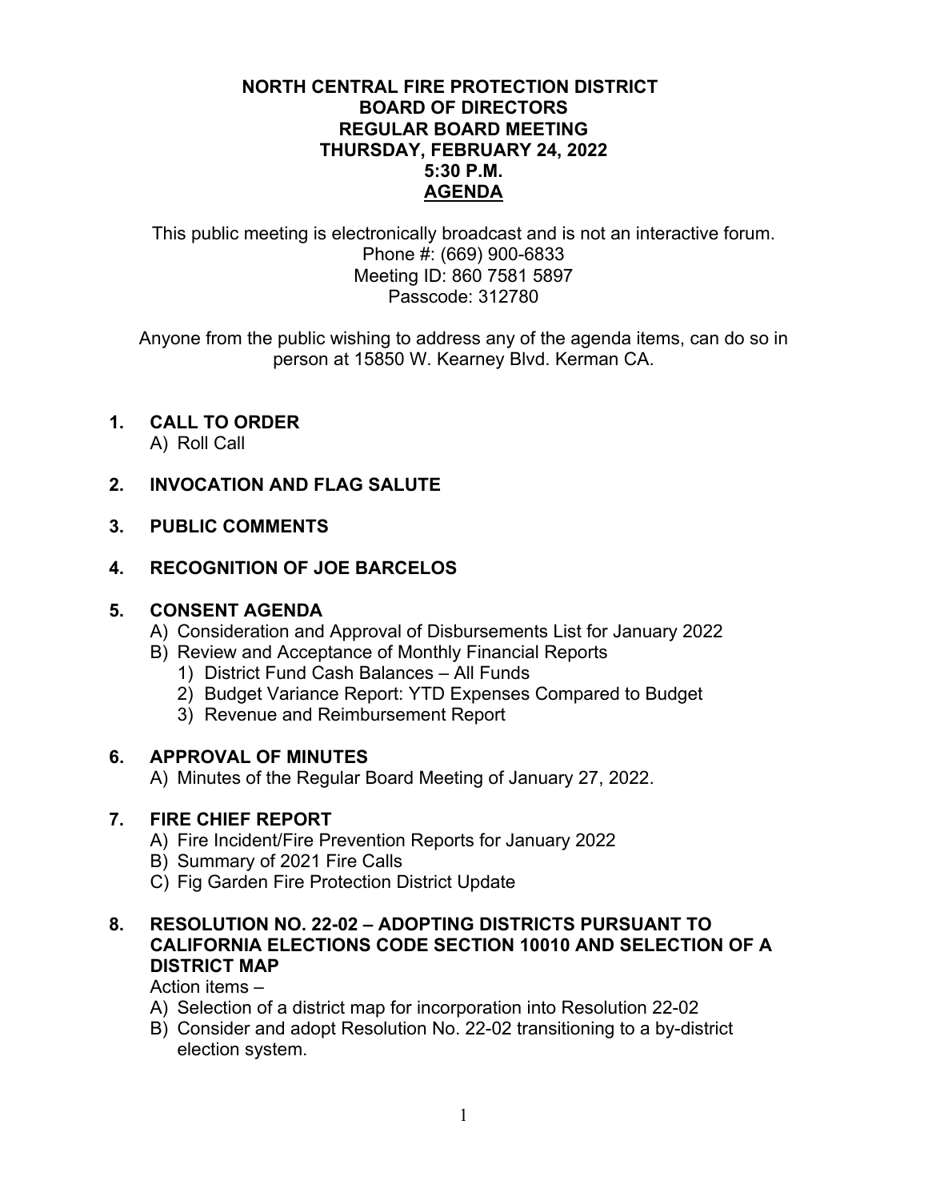# NORTH CENTRAL FIRE PROTECTION DISTRICT
## BOARD OF DIRECTORS
## REGULAR BOARD MEETING
## THURSDAY, FEBRUARY 24, 2022
## 5:30 P.M.
## AGENDA

This public meeting is electronically broadcast and is not an interactive forum.
Phone #: (669) 900-6833
Meeting ID: 860 7581 5897
Passcode: 312780

Anyone from the public wishing to address any of the agenda items, can do so in person at 15850 W. Kearney Blvd. Kerman CA.

**1. CALL TO ORDER**

A) Roll Call

**2. INVOCATION AND FLAG SALUTE**

**3. PUBLIC COMMENTS**

**4. RECOGNITION OF JOE BARCELOS**

**5. CONSENT AGENDA**

A) Consideration and Approval of Disbursements List for January 2022

B) Review and Acceptance of Monthly Financial Reports

1) District Fund Cash Balances – All Funds
2) Budget Variance Report: YTD Expenses Compared to Budget
3) Revenue and Reimbursement Report

**6. APPROVAL OF MINUTES**

A) Minutes of the Regular Board Meeting of January 27, 2022.

**7. FIRE CHIEF REPORT**

A) Fire Incident/Fire Prevention Reports for January 2022

B) Summary of 2021 Fire Calls

C) Fig Garden Fire Protection District Update

**8. RESOLUTION NO. 22-02 – ADOPTING DISTRICTS PURSUANT TO CALIFORNIA ELECTIONS CODE SECTION 10010 AND SELECTION OF A DISTRICT MAP**

Action items –

A) Selection of a district map for incorporation into Resolution 22-02

B) Consider and adopt Resolution No. 22-02 transitioning to a by-district election system.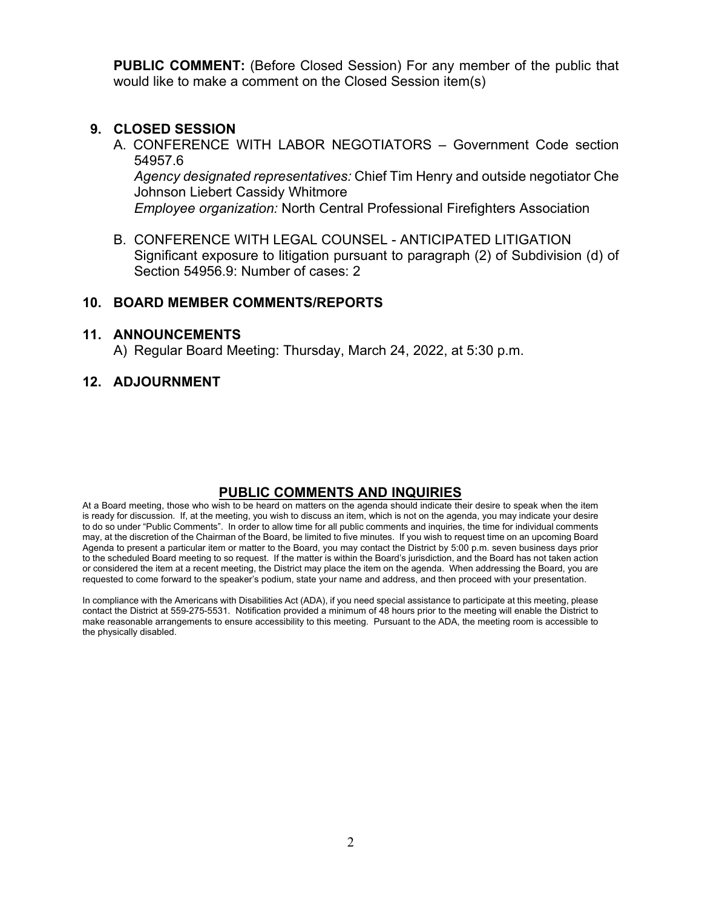**PUBLIC COMMENT:** (Before Closed Session) For any member of the public that would like to make a comment on the Closed Session item(s)

## 9. CLOSED SESSION

A. CONFERENCE WITH LABOR NEGOTIATORS – Government Code section 54957.6
*Agency designated representatives:* Chief Tim Henry and outside negotiator Che Johnson Liebert Cassidy Whitmore
*Employee organization:* North Central Professional Firefighters Association

B. CONFERENCE WITH LEGAL COUNSEL - ANTICIPATED LITIGATION
Significant exposure to litigation pursuant to paragraph (2) of Subdivision (d) of Section 54956.9: Number of cases: 2

## 10. BOARD MEMBER COMMENTS/REPORTS

## 11. ANNOUNCEMENTS

A) Regular Board Meeting: Thursday, March 24, 2022, at 5:30 p.m.

## 12. ADJOURNMENT

## PUBLIC COMMENTS AND INQUIRIES

At a Board meeting, those who wish to be heard on matters on the agenda should indicate their desire to speak when the item is ready for discussion. If, at the meeting, you wish to discuss an item, which is not on the agenda, you may indicate your desire to do so under "Public Comments". In order to allow time for all public comments and inquiries, the time for individual comments may, at the discretion of the Chairman of the Board, be limited to five minutes. If you wish to request time on an upcoming Board Agenda to present a particular item or matter to the Board, you may contact the District by 5:00 p.m. seven business days prior to the scheduled Board meeting to so request. If the matter is within the Board's jurisdiction, and the Board has not taken action or considered the item at a recent meeting, the District may place the item on the agenda. When addressing the Board, you are requested to come forward to the speaker's podium, state your name and address, and then proceed with your presentation.

In compliance with the Americans with Disabilities Act (ADA), if you need special assistance to participate at this meeting, please contact the District at 559-275-5531. Notification provided a minimum of 48 hours prior to the meeting will enable the District to make reasonable arrangements to ensure accessibility to this meeting. Pursuant to the ADA, the meeting room is accessible to the physically disabled.